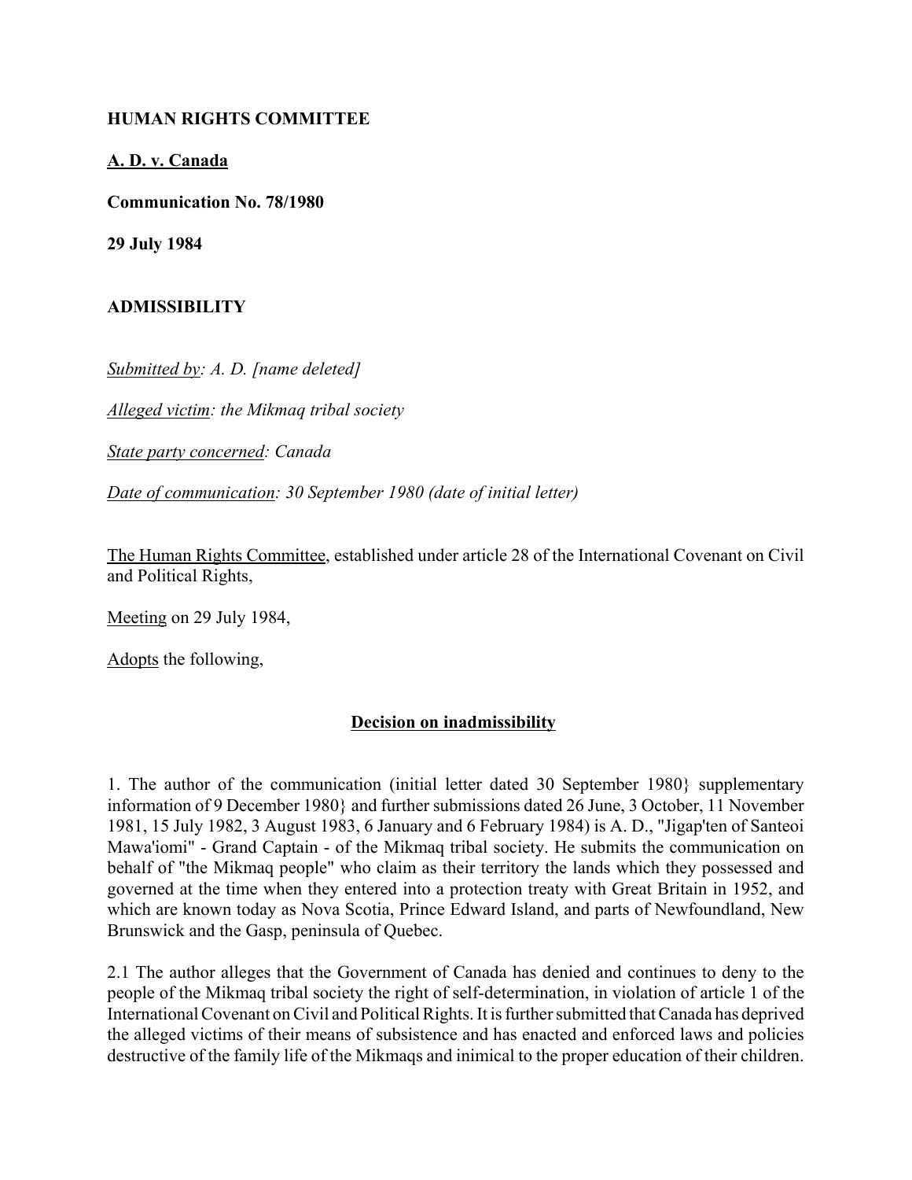**HUMAN RIGHTS COMMITTEE**

**A. D. v. Canada**

**Communication No. 78/1980**

**29 July 1984**

**ADMISSIBILITY**

*Submitted by: A. D. [name deleted]*

*Alleged victim: the Mikmaq tribal society*

*State party concerned: Canada*

*Date of communication: 30 September 1980 (date of initial letter)*

The Human Rights Committee, established under article 28 of the International Covenant on Civil and Political Rights,

Meeting on 29 July 1984,

Adopts the following,

**Decision on inadmissibility**

1. The author of the communication (initial letter dated 30 September 1980} supplementary information of 9 December 1980} and further submissions dated 26 June, 3 October, 11 November 1981, 15 July 1982, 3 August 1983, 6 January and 6 February 1984) is A. D., "Jigap'ten of Santeoi Mawa'iomi" - Grand Captain - of the Mikmaq tribal society. He submits the communication on behalf of "the Mikmaq people" who claim as their territory the lands which they possessed and governed at the time when they entered into a protection treaty with Great Britain in 1952, and which are known today as Nova Scotia, Prince Edward Island, and parts of Newfoundland, New Brunswick and the Gasp, peninsula of Quebec.

2.1 The author alleges that the Government of Canada has denied and continues to deny to the people of the Mikmaq tribal society the right of self-determination, in violation of article 1 of the International Covenant on Civil and Political Rights. It is further submitted that Canada has deprived the alleged victims of their means of subsistence and has enacted and enforced laws and policies destructive of the family life of the Mikmaqs and inimical to the proper education of their children.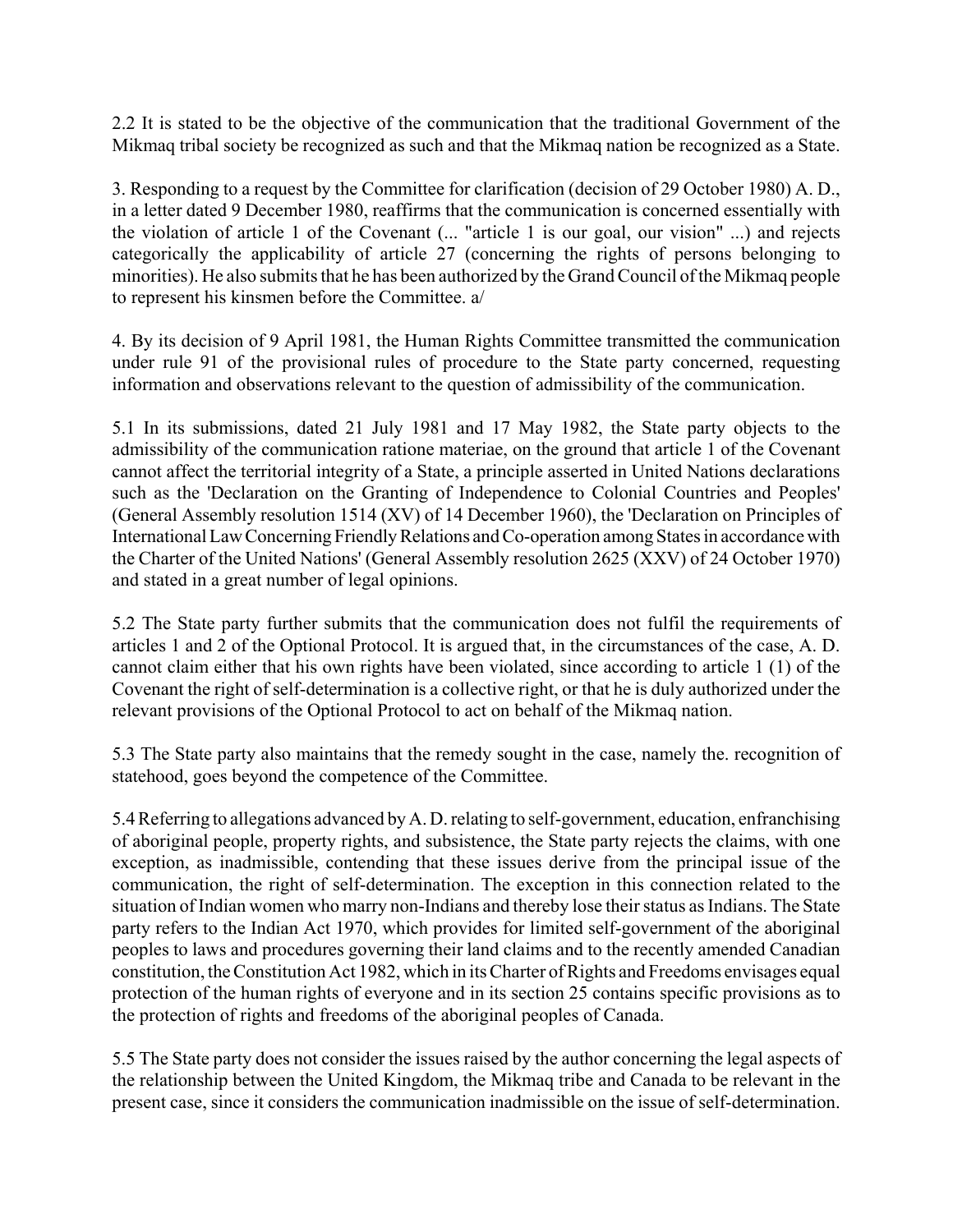2.2 It is stated to be the objective of the communication that the traditional Government of the Mikmaq tribal society be recognized as such and that the Mikmaq nation be recognized as a State.

3. Responding to a request by the Committee for clarification (decision of 29 October 1980) A. D., in a letter dated 9 December 1980, reaffirms that the communication is concerned essentially with the violation of article 1 of the Covenant (... "article 1 is our goal, our vision" ...) and rejects categorically the applicability of article 27 (concerning the rights of persons belonging to minorities). He also submits that he has been authorized by the Grand Council of the Mikmaq people to represent his kinsmen before the Committee. a/

4. By its decision of 9 April 1981, the Human Rights Committee transmitted the communication under rule 91 of the provisional rules of procedure to the State party concerned, requesting information and observations relevant to the question of admissibility of the communication.

5.1 In its submissions, dated 21 July 1981 and 17 May 1982, the State party objects to the admissibility of the communication ratione materiae, on the ground that article 1 of the Covenant cannot affect the territorial integrity of a State, a principle asserted in United Nations declarations such as the 'Declaration on the Granting of Independence to Colonial Countries and Peoples' (General Assembly resolution 1514 (XV) of 14 December 1960), the 'Declaration on Principles of International Law Concerning Friendly Relations and Co-operation among States in accordance with the Charter of the United Nations' (General Assembly resolution 2625 (XXV) of 24 October 1970) and stated in a great number of legal opinions.

5.2 The State party further submits that the communication does not fulfil the requirements of articles 1 and 2 of the Optional Protocol. It is argued that, in the circumstances of the case, A. D. cannot claim either that his own rights have been violated, since according to article 1 (1) of the Covenant the right of self-determination is a collective right, or that he is duly authorized under the relevant provisions of the Optional Protocol to act on behalf of the Mikmaq nation.

5.3 The State party also maintains that the remedy sought in the case, namely the. recognition of statehood, goes beyond the competence of the Committee.

5.4 Referring to allegations advanced by A. D. relating to self-government, education, enfranchising of aboriginal people, property rights, and subsistence, the State party rejects the claims, with one exception, as inadmissible, contending that these issues derive from the principal issue of the communication, the right of self-determination. The exception in this connection related to the situation of Indian women who marry non-Indians and thereby lose their status as Indians. The State party refers to the Indian Act 1970, which provides for limited self-government of the aboriginal peoples to laws and procedures governing their land claims and to the recently amended Canadian constitution, the Constitution Act 1982, which in its Charter of Rights and Freedoms envisages equal protection of the human rights of everyone and in its section 25 contains specific provisions as to the protection of rights and freedoms of the aboriginal peoples of Canada.

5.5 The State party does not consider the issues raised by the author concerning the legal aspects of the relationship between the United Kingdom, the Mikmaq tribe and Canada to be relevant in the present case, since it considers the communication inadmissible on the issue of self-determination.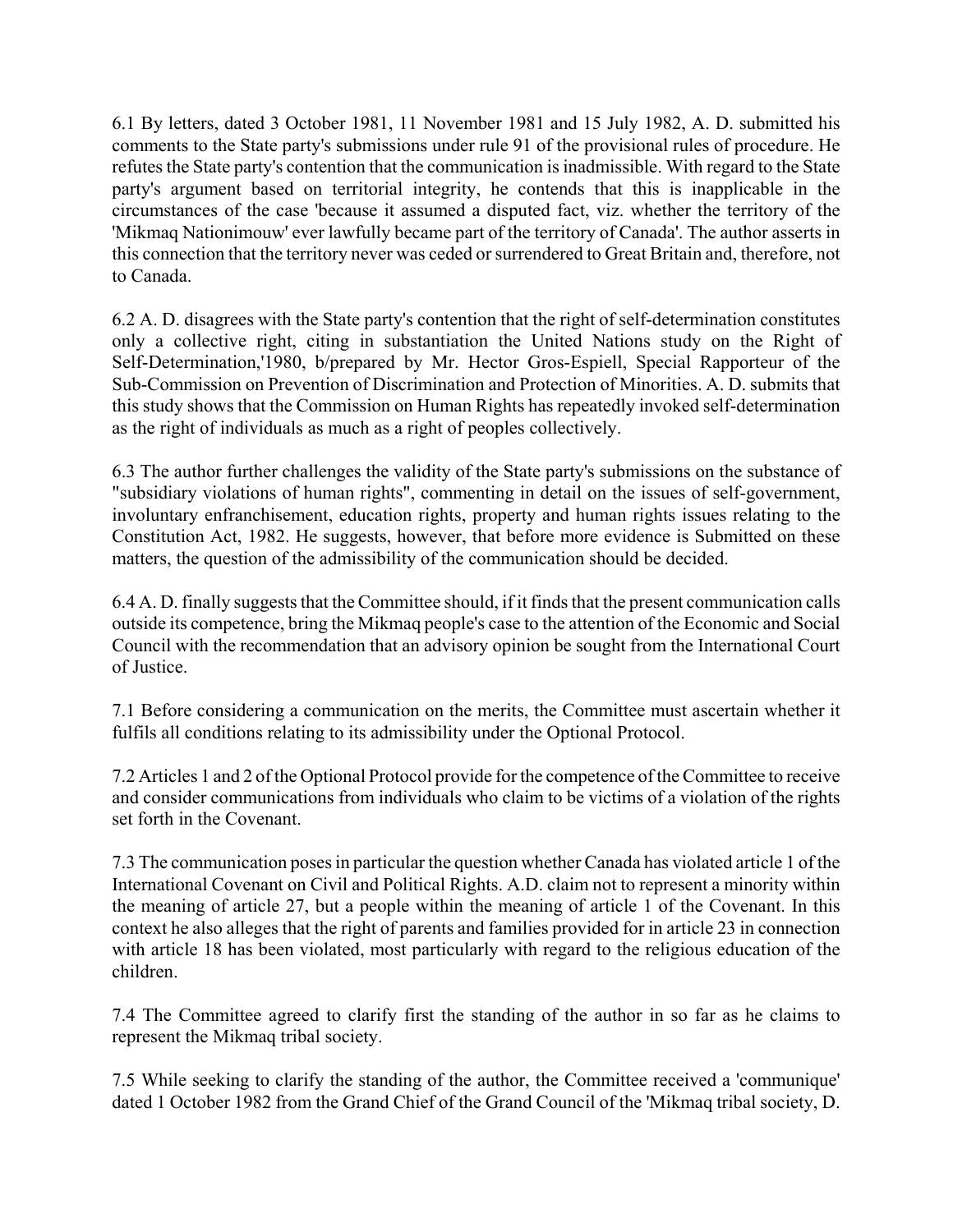6.1 By letters, dated 3 October 1981, 11 November 1981 and 15 July 1982, A. D. submitted his comments to the State party's submissions under rule 91 of the provisional rules of procedure. He refutes the State party's contention that the communication is inadmissible. With regard to the State party's argument based on territorial integrity, he contends that this is inapplicable in the circumstances of the case 'because it assumed a disputed fact, viz. whether the territory of the 'Mikmaq Nationimouw' ever lawfully became part of the territory of Canada'. The author asserts in this connection that the territory never was ceded or surrendered to Great Britain and, therefore, not to Canada.

6.2 A. D. disagrees with the State party's contention that the right of self-determination constitutes only a collective right, citing in substantiation the United Nations study on the Right of Self-Determination,'1980, b/prepared by Mr. Hector Gros-Espiell, Special Rapporteur of the Sub-Commission on Prevention of Discrimination and Protection of Minorities. A. D. submits that this study shows that the Commission on Human Rights has repeatedly invoked self-determination as the right of individuals as much as a right of peoples collectively.

6.3 The author further challenges the validity of the State party's submissions on the substance of "subsidiary violations of human rights", commenting in detail on the issues of self-government, involuntary enfranchisement, education rights, property and human rights issues relating to the Constitution Act, 1982. He suggests, however, that before more evidence is Submitted on these matters, the question of the admissibility of the communication should be decided.

6.4 A. D. finally suggests that the Committee should, if it finds that the present communication calls outside its competence, bring the Mikmaq people's case to the attention of the Economic and Social Council with the recommendation that an advisory opinion be sought from the International Court of Justice.

7.1 Before considering a communication on the merits, the Committee must ascertain whether it fulfils all conditions relating to its admissibility under the Optional Protocol.

7.2 Articles 1 and 2 of the Optional Protocol provide for the competence of the Committee to receive and consider communications from individuals who claim to be victims of a violation of the rights set forth in the Covenant.

7.3 The communication poses in particular the question whether Canada has violated article 1 of the International Covenant on Civil and Political Rights. A.D. claim not to represent a minority within the meaning of article 27, but a people within the meaning of article 1 of the Covenant. In this context he also alleges that the right of parents and families provided for in article 23 in connection with article 18 has been violated, most particularly with regard to the religious education of the children.

7.4 The Committee agreed to clarify first the standing of the author in so far as he claims to represent the Mikmaq tribal society.

7.5 While seeking to clarify the standing of the author, the Committee received a 'communique' dated 1 October 1982 from the Grand Chief of the Grand Council of the 'Mikmaq tribal society, D.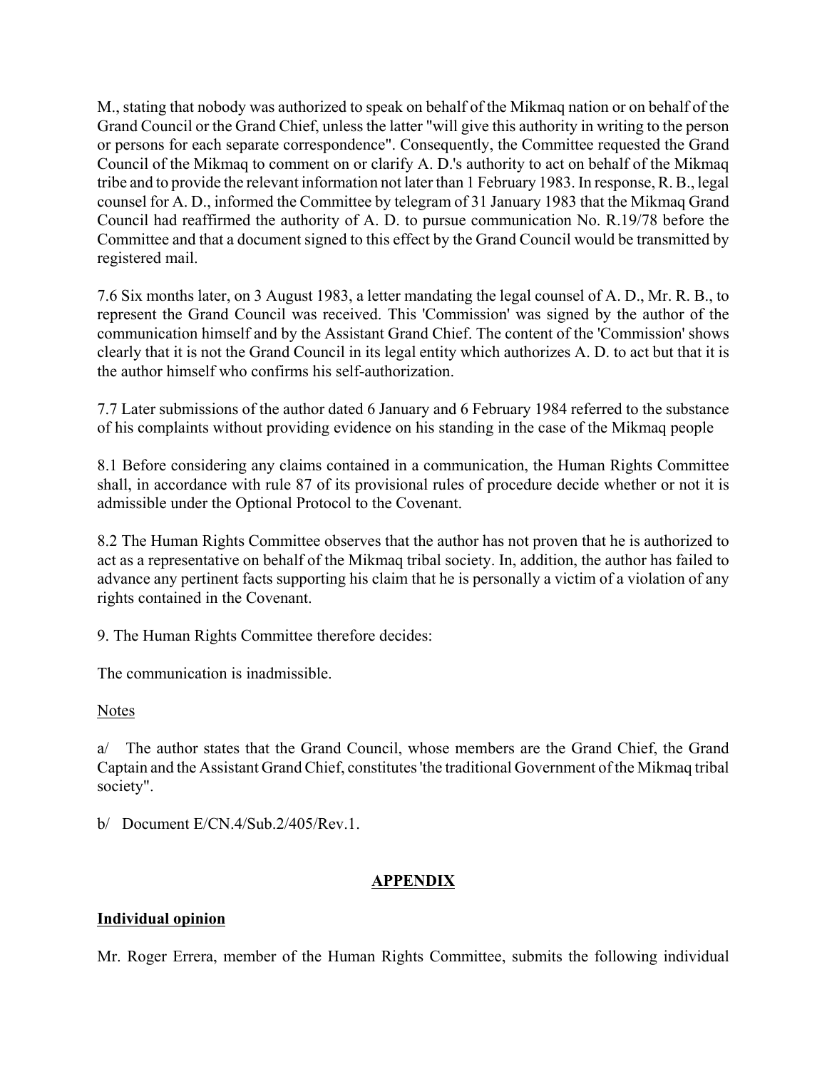M., stating that nobody was authorized to speak on behalf of the Mikmaq nation or on behalf of the Grand Council or the Grand Chief, unless the latter "will give this authority in writing to the person or persons for each separate correspondence". Consequently, the Committee requested the Grand Council of the Mikmaq to comment on or clarify A. D.'s authority to act on behalf of the Mikmaq tribe and to provide the relevant information not later than 1 February 1983. In response, R. B., legal counsel for A. D., informed the Committee by telegram of 31 January 1983 that the Mikmaq Grand Council had reaffirmed the authority of A. D. to pursue communication No. R.19/78 before the Committee and that a document signed to this effect by the Grand Council would be transmitted by registered mail.

7.6 Six months later, on 3 August 1983, a letter mandating the legal counsel of A. D., Mr. R. B., to represent the Grand Council was received. This 'Commission' was signed by the author of the communication himself and by the Assistant Grand Chief. The content of the 'Commission' shows clearly that it is not the Grand Council in its legal entity which authorizes A. D. to act but that it is the author himself who confirms his self-authorization.

7.7 Later submissions of the author dated 6 January and 6 February 1984 referred to the substance of his complaints without providing evidence on his standing in the case of the Mikmaq people

8.1 Before considering any claims contained in a communication, the Human Rights Committee shall, in accordance with rule 87 of its provisional rules of procedure decide whether or not it is admissible under the Optional Protocol to the Covenant.

8.2 The Human Rights Committee observes that the author has not proven that he is authorized to act as a representative on behalf of the Mikmaq tribal society. In, addition, the author has failed to advance any pertinent facts supporting his claim that he is personally a victim of a violation of any rights contained in the Covenant.

9. The Human Rights Committee therefore decides:

The communication is inadmissible.

Notes

a/ The author states that the Grand Council, whose members are the Grand Chief, the Grand Captain and the Assistant Grand Chief, constitutes 'the traditional Government of the Mikmaq tribal society".

b/ Document E/CN.4/Sub.2/405/Rev.1.

## APPENDIX

### Individual opinion

Mr. Roger Errera, member of the Human Rights Committee, submits the following individual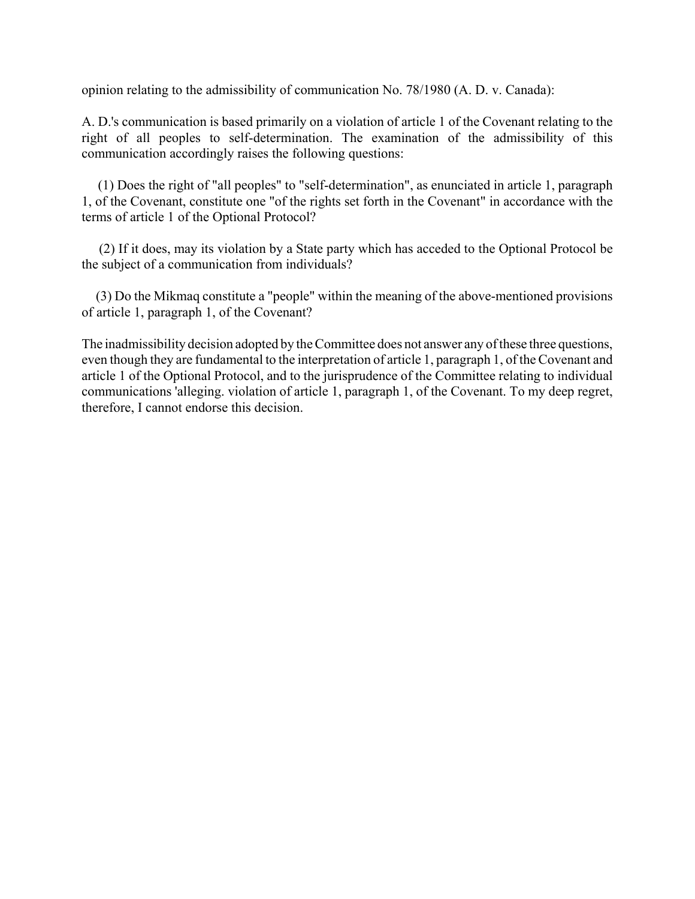opinion relating to the admissibility of communication No. 78/1980 (A. D. v. Canada):

A. D.'s communication is based primarily on a violation of article 1 of the Covenant relating to the right of all peoples to self-determination. The examination of the admissibility of this communication accordingly raises the following questions:

(1) Does the right of "all peoples" to "self-determination", as enunciated in article 1, paragraph 1, of the Covenant, constitute one "of the rights set forth in the Covenant" in accordance with the terms of article 1 of the Optional Protocol?

(2) If it does, may its violation by a State party which has acceded to the Optional Protocol be the subject of a communication from individuals?

(3) Do the Mikmaq constitute a "people" within the meaning of the above-mentioned provisions of article 1, paragraph 1, of the Covenant?

The inadmissibility decision adopted by the Committee does not answer any of these three questions, even though they are fundamental to the interpretation of article 1, paragraph 1, of the Covenant and article 1 of the Optional Protocol, and to the jurisprudence of the Committee relating to individual communications 'alleging. violation of article 1, paragraph 1, of the Covenant. To my deep regret, therefore, I cannot endorse this decision.